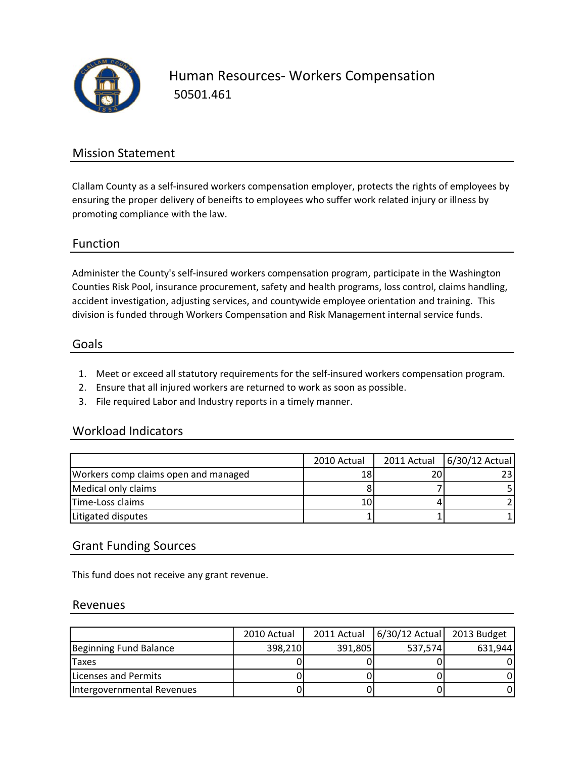# Human Resources- Workers Compensation

50501.461

## Mission Statement

Clallam County as a self-insured workers compensation employer, protects the rights of employees by ensuring the proper delivery of beneifts to employees who suffer work related injury or illness by promoting compliance with the law.

## Function

Administer the County's self-insured workers compensation program, participate in the Washington Counties Risk Pool, insurance procurement, safety and health programs, loss control, claims handling, accident investigation, adjusting services, and countywide employee orientation and training. This division is funded through Workers Compensation and Risk Management internal service funds.

## Goals

1. Meet or exceed all statutory requirements for the self-insured workers compensation program.
2. Ensure that all injured workers are returned to work as soon as possible.
3. File required Labor and Industry reports in a timely manner.

## Workload Indicators

| | 2010 Actual | 2011 Actual | 6/30/12 Actual |
|---|---|---|---|
| Workers comp claims open and managed | 18 | 20 | 23 |
| Medical only claims | 8 | 7 | 5 |
| Time-Loss claims | 10 | 4 | 2 |
| Litigated disputes | 1 | 1 | 1 |

## Grant Funding Sources

This fund does not receive any grant revenue.

## Revenues

| | 2010 Actual | 2011 Actual | 6/30/12 Actual | 2013 Budget |
|---|---|---|---|---|
| Beginning Fund Balance | 398,210 | 391,805 | 537,574 | 631,944 |
| Taxes | 0 | 0 | 0 | 0 |
| Licenses and Permits | 0 | 0 | 0 | 0 |
| Intergovernmental Revenues | 0 | 0 | 0 | 0 |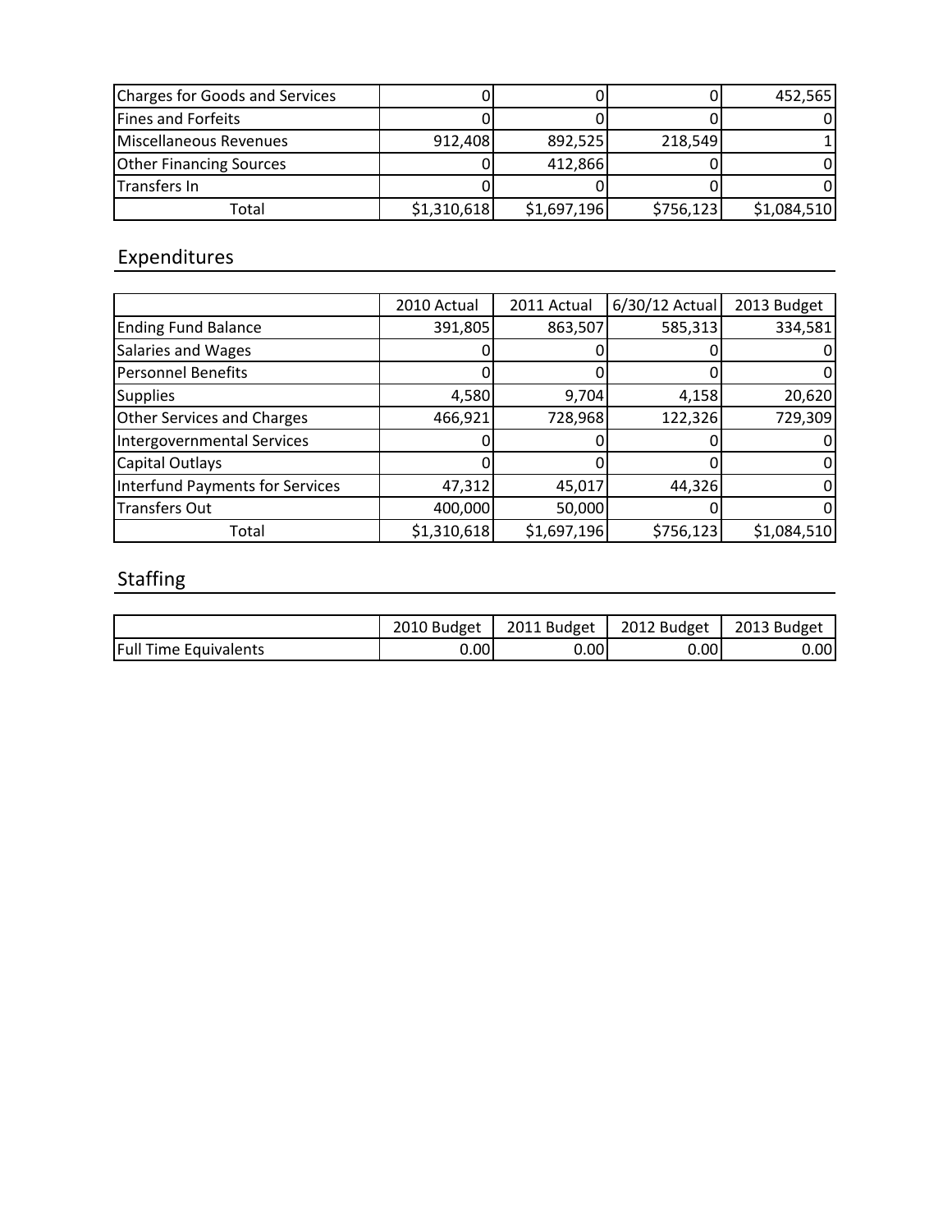| | | | | |
|---|---|---|---|---|
| Charges for Goods and Services | 0 | 0 | 0 | 452,565 |
| Fines and Forfeits | 0 | 0 | 0 | 0 |
| Miscellaneous Revenues | 912,408 | 892,525 | 218,549 | 1 |
| Other Financing Sources | 0 | 412,866 | 0 | 0 |
| Transfers In | 0 | 0 | 0 | 0 |
| Total | $1,310,618 | $1,697,196 | $756,123 | $1,084,510 |

## Expenditures

| | 2010 Actual | 2011 Actual | 6/30/12 Actual | 2013 Budget |
|---|---|---|---|---|
| Ending Fund Balance | 391,805 | 863,507 | 585,313 | 334,581 |
| Salaries and Wages | 0 | 0 | 0 | 0 |
| Personnel Benefits | 0 | 0 | 0 | 0 |
| Supplies | 4,580 | 9,704 | 4,158 | 20,620 |
| Other Services and Charges | 466,921 | 728,968 | 122,326 | 729,309 |
| Intergovernmental Services | 0 | 0 | 0 | 0 |
| Capital Outlays | 0 | 0 | 0 | 0 |
| Interfund Payments for Services | 47,312 | 45,017 | 44,326 | 0 |
| Transfers Out | 400,000 | 50,000 | 0 | 0 |
| Total | $1,310,618 | $1,697,196 | $756,123 | $1,084,510 |

## Staffing

| | 2010 Budget | 2011 Budget | 2012 Budget | 2013 Budget |
|---|---|---|---|---|
| Full Time Equivalents | 0.00 | 0.00 | 0.00 | 0.00 |